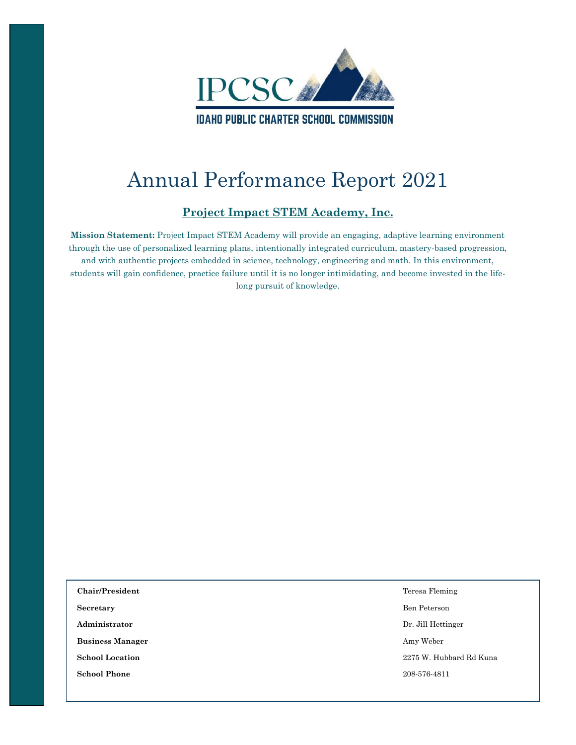IPCSC

IDAHO PUBLIC CHARTER SCHOOL COMMISSION

# Annual Performance Report 2021

## Project Impact STEM Academy, Inc.

**Mission Statement:** Project Impact STEM Academy will provide an engaging, adaptive learning environment through the use of personalized learning plans, intentionally integrated curriculum, mastery-based progression, and with authentic projects embedded in science, technology, engineering and math. In this environment, students will gain confidence, practice failure until it is no longer intimidating, and become invested in the life-long pursuit of knowledge.

| | |
|---|---|
| **Chair/President** | Teresa Fleming |
| **Secretary** | Ben Peterson |
| **Administrator** | Dr. Jill Hettinger |
| **Business Manager** | Amy Weber |
| **School Location** | 2275 W. Hubbard Rd Kuna |
| **School Phone** | 208-576-4811 |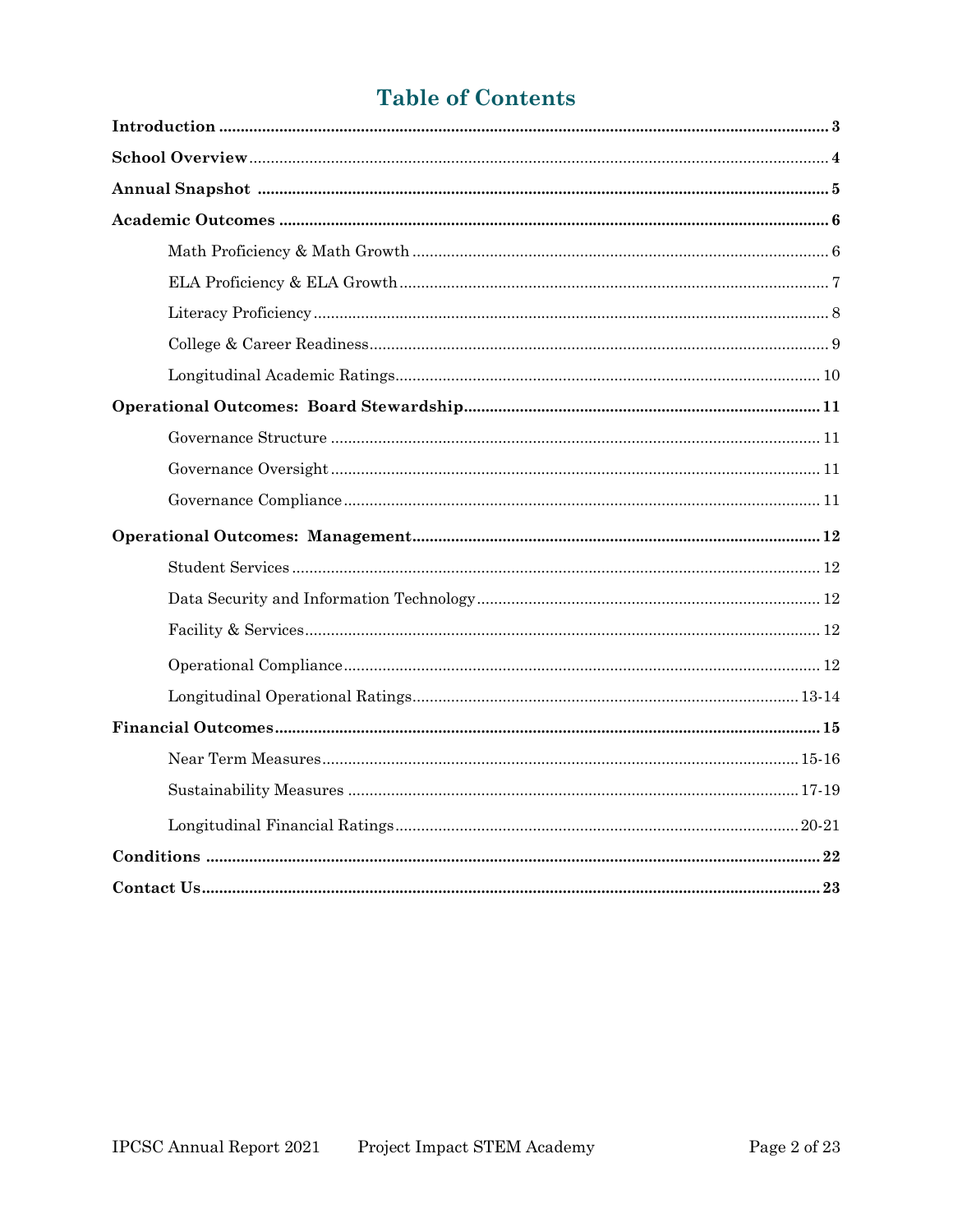# Table of Contents

**Introduction** ... 3

**School Overview** ... 4

**Annual Snapshot** ... 5

**Academic Outcomes** ... 6

- Math Proficiency & Math Growth ... 6
- ELA Proficiency & ELA Growth ... 7
- Literacy Proficiency ... 8
- College & Career Readiness ... 9
- Longitudinal Academic Ratings ... 10

**Operational Outcomes: Board Stewardship** ... 11

- Governance Structure ... 11
- Governance Oversight ... 11
- Governance Compliance ... 11

**Operational Outcomes: Management** ... 12

- Student Services ... 12
- Data Security and Information Technology ... 12
- Facility & Services ... 12
- Operational Compliance ... 12
- Longitudinal Operational Ratings ... 13-14

**Financial Outcomes** ... 15

- Near Term Measures ... 15-16
- Sustainability Measures ... 17-19
- Longitudinal Financial Ratings ... 20-21

**Conditions** ... 22

**Contact Us** ... 23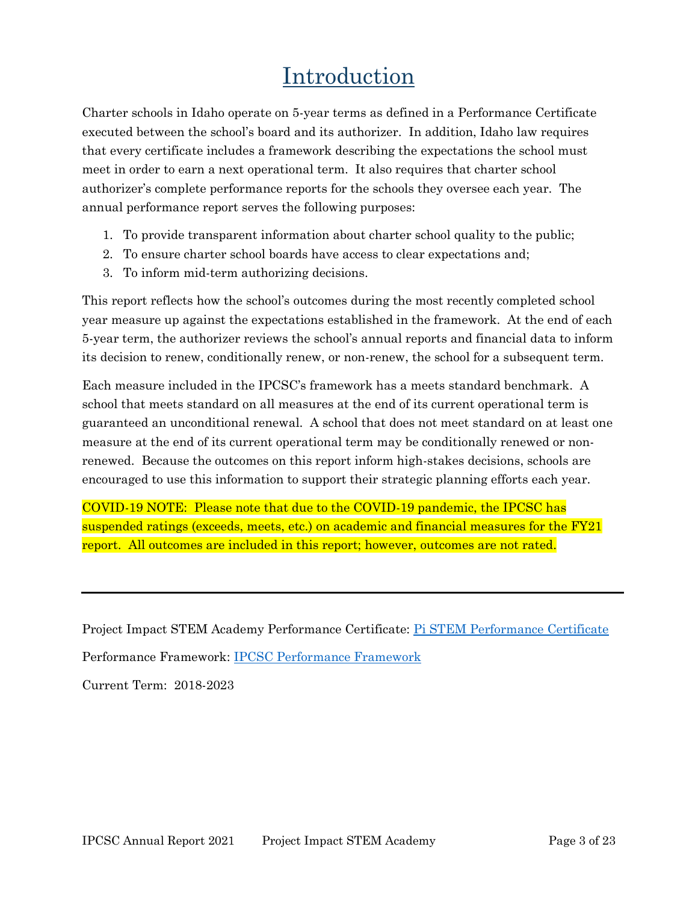# Introduction

Charter schools in Idaho operate on 5-year terms as defined in a Performance Certificate executed between the school's board and its authorizer. In addition, Idaho law requires that every certificate includes a framework describing the expectations the school must meet in order to earn a next operational term. It also requires that charter school authorizer's complete performance reports for the schools they oversee each year. The annual performance report serves the following purposes:

1. To provide transparent information about charter school quality to the public;
2. To ensure charter school boards have access to clear expectations and;
3. To inform mid-term authorizing decisions.

This report reflects how the school's outcomes during the most recently completed school year measure up against the expectations established in the framework. At the end of each 5-year term, the authorizer reviews the school's annual reports and financial data to inform its decision to renew, conditionally renew, or non-renew, the school for a subsequent term.

Each measure included in the IPCSC's framework has a meets standard benchmark. A school that meets standard on all measures at the end of its current operational term is guaranteed an unconditional renewal. A school that does not meet standard on at least one measure at the end of its current operational term may be conditionally renewed or non-renewed. Because the outcomes on this report inform high-stakes decisions, schools are encouraged to use this information to support their strategic planning efforts each year.

COVID-19 NOTE: Please note that due to the COVID-19 pandemic, the IPCSC has suspended ratings (exceeds, meets, etc.) on academic and financial measures for the FY21 report. All outcomes are included in this report; however, outcomes are not rated.

---

Project Impact STEM Academy Performance Certificate: Pi STEM Performance Certificate

Performance Framework: IPCSC Performance Framework

Current Term: 2018-2023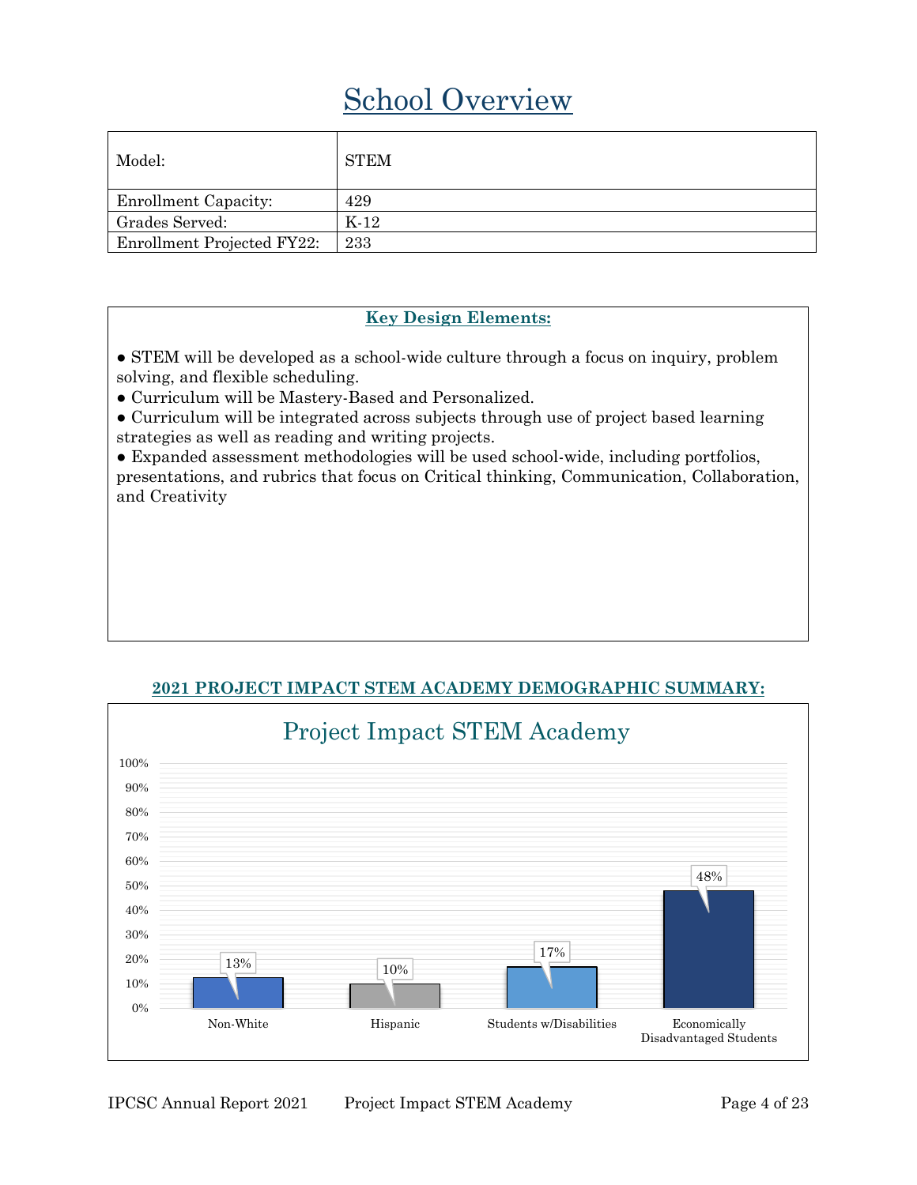# School Overview

| Model: | STEM |
|---|---|
| Enrollment Capacity: | 429 |
| Grades Served: | K-12 |
| Enrollment Projected FY22: | 233 |

**Key Design Elements:**

- STEM will be developed as a school-wide culture through a focus on inquiry, problem solving, and flexible scheduling.
- Curriculum will be Mastery-Based and Personalized.
- Curriculum will be integrated across subjects through use of project based learning strategies as well as reading and writing projects.
- Expanded assessment methodologies will be used school-wide, including portfolios, presentations, and rubrics that focus on Critical thinking, Communication, Collaboration, and Creativity

**2021 PROJECT IMPACT STEM ACADEMY DEMOGRAPHIC SUMMARY:**

Project Impact STEM Academy

| Category | Percentage |
|---|---|
| Non-White | 13% |
| Hispanic | 10% |
| Students w/Disabilities | 17% |
| Economically Disadvantaged Students | 48% |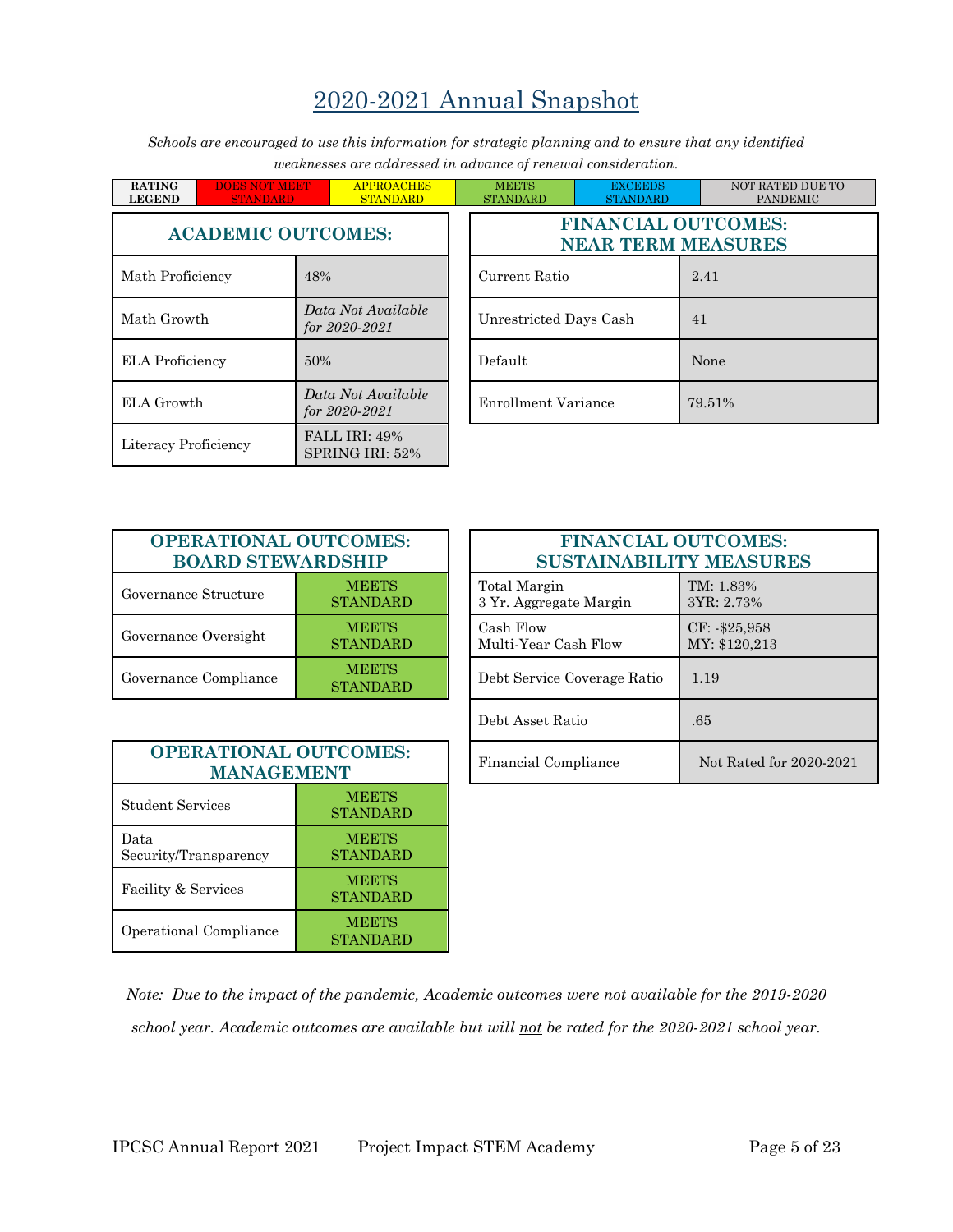# 2020-2021 Annual Snapshot

*Schools are encouraged to use this information for strategic planning and to ensure that any identified weaknesses are addressed in advance of renewal consideration.*

| RATING LEGEND | DOES NOT MEET STANDARD | APPROACHES STANDARD | MEETS STANDARD | EXCEEDS STANDARD | NOT RATED DUE TO PANDEMIC |
|---|---|---|---|---|---|

| ACADEMIC OUTCOMES: | |
|---|---|
| Math Proficiency | 48% |
| Math Growth | *Data Not Available for 2020-2021* |
| ELA Proficiency | 50% |
| ELA Growth | *Data Not Available for 2020-2021* |
| Literacy Proficiency | FALL IRI: 49%<br>SPRING IRI: 52% |

| FINANCIAL OUTCOMES: NEAR TERM MEASURES | |
|---|---|
| Current Ratio | 2.41 |
| Unrestricted Days Cash | 41 |
| Default | None |
| Enrollment Variance | 79.51% |

| OPERATIONAL OUTCOMES: BOARD STEWARDSHIP | |
|---|---|
| Governance Structure | MEETS STANDARD |
| Governance Oversight | MEETS STANDARD |
| Governance Compliance | MEETS STANDARD |

| OPERATIONAL OUTCOMES: MANAGEMENT | |
|---|---|
| Student Services | MEETS STANDARD |
| Data Security/Transparency | MEETS STANDARD |
| Facility & Services | MEETS STANDARD |
| Operational Compliance | MEETS STANDARD |

| FINANCIAL OUTCOMES: SUSTAINABILITY MEASURES | |
|---|---|
| Total Margin<br>3 Yr. Aggregate Margin | TM: 1.83%<br>3YR: 2.73% |
| Cash Flow<br>Multi-Year Cash Flow | CF: -$25,958<br>MY: $120,213 |
| Debt Service Coverage Ratio | 1.19 |
| Debt Asset Ratio | .65 |
| Financial Compliance | Not Rated for 2020-2021 |

*Note: Due to the impact of the pandemic, Academic outcomes were not available for the 2019-2020 school year. Academic outcomes are available but will not be rated for the 2020-2021 school year.*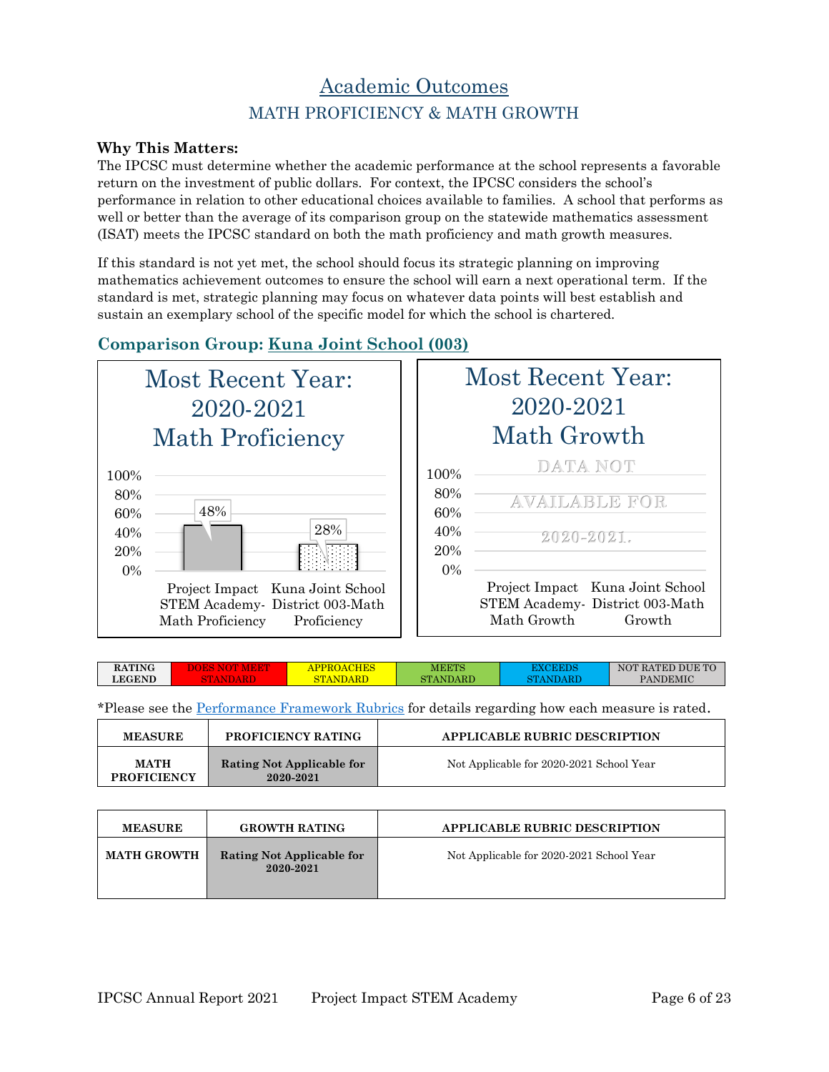# Academic Outcomes

## MATH PROFICIENCY & MATH GROWTH

**Why This Matters:**
The IPCSC must determine whether the academic performance at the school represents a favorable return on the investment of public dollars. For context, the IPCSC considers the school's performance in relation to other educational choices available to families. A school that performs as well or better than the average of its comparison group on the statewide mathematics assessment (ISAT) meets the IPCSC standard on both the math proficiency and math growth measures.

If this standard is not yet met, the school should focus its strategic planning on improving mathematics achievement outcomes to ensure the school will earn a next operational term. If the standard is met, strategic planning may focus on whatever data points will best establish and sustain an exemplary school of the specific model for which the school is chartered.

### Comparison Group: Kuna Joint School (003)

**Most Recent Year: 2020-2021 Math Proficiency**

| | Math Proficiency |
|---|---|
| Project Impact STEM Academy-Math Proficiency | 48% |
| Kuna Joint School District 003-Math Proficiency | 28% |

**Most Recent Year: 2020-2021 Math Growth**

DATA NOT AVAILABLE FOR 2020-2021.

(Project Impact STEM Academy-Math Growth; Kuna Joint School District 003-Math Growth)

| RATING LEGEND | DOES NOT MEET STANDARD | APPROACHES STANDARD | MEETS STANDARD | EXCEEDS STANDARD | NOT RATED DUE TO PANDEMIC |
|---|---|---|---|---|---|

*Please see the Performance Framework Rubrics for details regarding how each measure is rated.

| MEASURE | PROFICIENCY RATING | APPLICABLE RUBRIC DESCRIPTION |
|---|---|---|
| MATH PROFICIENCY | Rating Not Applicable for 2020-2021 | Not Applicable for 2020-2021 School Year |

| MEASURE | GROWTH RATING | APPLICABLE RUBRIC DESCRIPTION |
|---|---|---|
| MATH GROWTH | Rating Not Applicable for 2020-2021 | Not Applicable for 2020-2021 School Year |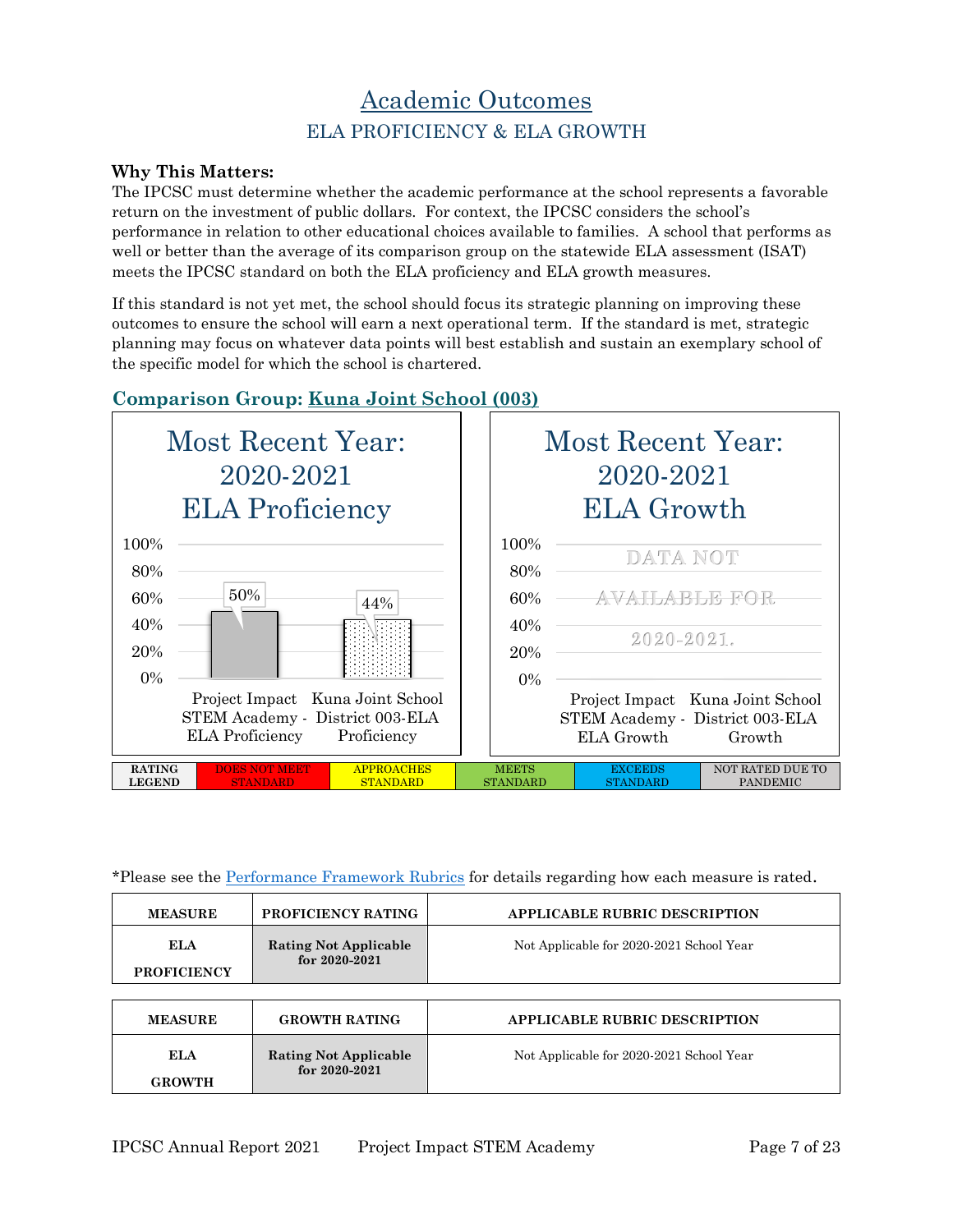# Academic Outcomes

## ELA PROFICIENCY & ELA GROWTH

**Why This Matters:**

The IPCSC must determine whether the academic performance at the school represents a favorable return on the investment of public dollars. For context, the IPCSC considers the school's performance in relation to other educational choices available to families. A school that performs as well or better than the average of its comparison group on the statewide ELA assessment (ISAT) meets the IPCSC standard on both the ELA proficiency and ELA growth measures.

If this standard is not yet met, the school should focus its strategic planning on improving these outcomes to ensure the school will earn a next operational term. If the standard is met, strategic planning may focus on whatever data points will best establish and sustain an exemplary school of the specific model for which the school is chartered.

### Comparison Group: Kuna Joint School (003)

**Most Recent Year: 2020-2021 ELA Proficiency**

| | Project Impact STEM Academy - ELA Proficiency | Kuna Joint School District 003-ELA Proficiency |
|---|---|---|
| ELA Proficiency | 50% | 44% |

**Most Recent Year: 2020-2021 ELA Growth**

DATA NOT AVAILABLE FOR 2020-2021.

| | Project Impact STEM Academy - ELA Growth | Kuna Joint School District 003-ELA Growth |
|---|---|---|

| RATING LEGEND | DOES NOT MEET STANDARD | APPROACHES STANDARD | MEETS STANDARD | EXCEEDS STANDARD | NOT RATED DUE TO PANDEMIC |
|---|---|---|---|---|---|

*Please see the Performance Framework Rubrics for details regarding how each measure is rated.

| MEASURE | PROFICIENCY RATING | APPLICABLE RUBRIC DESCRIPTION |
|---|---|---|
| ELA PROFICIENCY | Rating Not Applicable for 2020-2021 | Not Applicable for 2020-2021 School Year |

| MEASURE | GROWTH RATING | APPLICABLE RUBRIC DESCRIPTION |
|---|---|---|
| ELA GROWTH | Rating Not Applicable for 2020-2021 | Not Applicable for 2020-2021 School Year |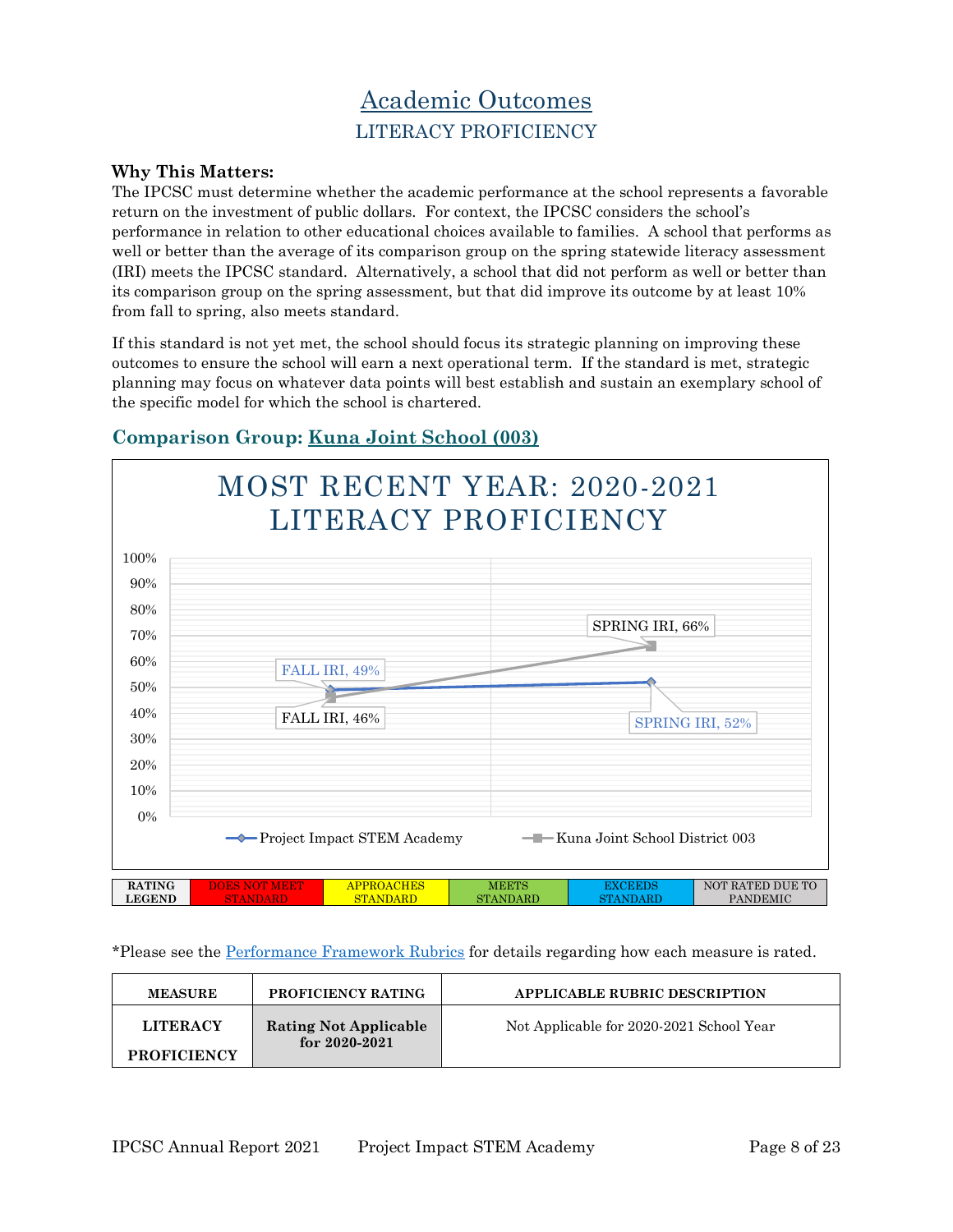# Academic Outcomes

## LITERACY PROFICIENCY

**Why This Matters:**

The IPCSC must determine whether the academic performance at the school represents a favorable return on the investment of public dollars. For context, the IPCSC considers the school's performance in relation to other educational choices available to families. A school that performs as well or better than the average of its comparison group on the spring statewide literacy assessment (IRI) meets the IPCSC standard. Alternatively, a school that did not perform as well or better than its comparison group on the spring assessment, but that did improve its outcome by at least 10% from fall to spring, also meets standard.

If this standard is not yet met, the school should focus its strategic planning on improving these outcomes to ensure the school will earn a next operational term. If the standard is met, strategic planning may focus on whatever data points will best establish and sustain an exemplary school of the specific model for which the school is chartered.

### Comparison Group: Kuna Joint School (003)

**MOST RECENT YEAR: 2020-2021 LITERACY PROFICIENCY**

| | FALL IRI | SPRING IRI |
|---|---|---|
| Project Impact STEM Academy | 49% | 52% |
| Kuna Joint School District 003 | 46% | 66% |

| RATING LEGEND | DOES NOT MEET STANDARD | APPROACHES STANDARD | MEETS STANDARD | EXCEEDS STANDARD | NOT RATED DUE TO PANDEMIC |
|---|---|---|---|---|---|

*Please see the Performance Framework Rubrics for details regarding how each measure is rated.

| MEASURE | PROFICIENCY RATING | APPLICABLE RUBRIC DESCRIPTION |
|---|---|---|
| LITERACY PROFICIENCY | Rating Not Applicable for 2020-2021 | Not Applicable for 2020-2021 School Year |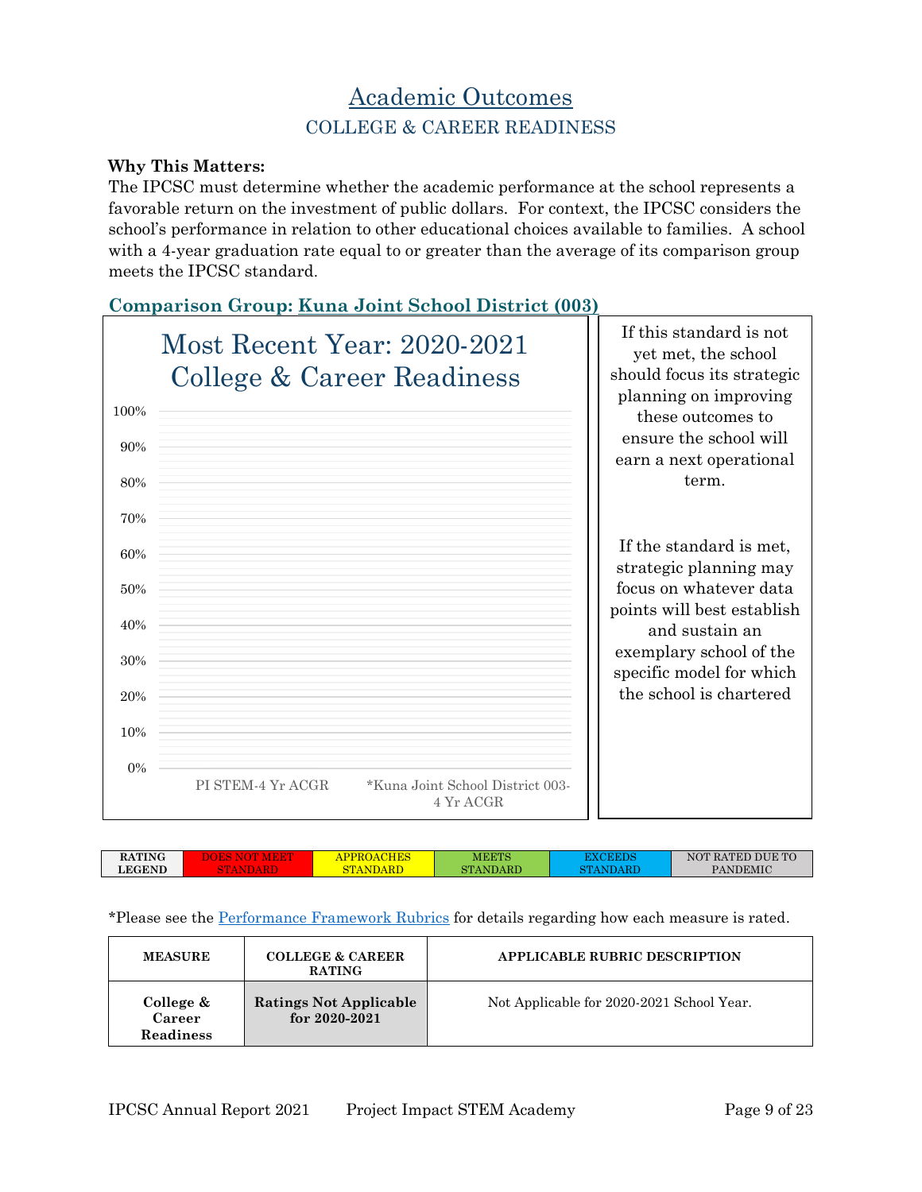# Academic Outcomes

## COLLEGE & CAREER READINESS

**Why This Matters:**
The IPCSC must determine whether the academic performance at the school represents a favorable return on the investment of public dollars. For context, the IPCSC considers the school's performance in relation to other educational choices available to families. A school with a 4-year graduation rate equal to or greater than the average of its comparison group meets the IPCSC standard.

### Comparison Group: Kuna Joint School District (003)

**Most Recent Year: 2020-2021 College & Career Readiness**

100%
90%
80%
70%
60%
50%
40%
30%
20%
10%
0%

PI STEM-4 Yr ACGR | *Kuna Joint School District 003-4 Yr ACGR

If this standard is not yet met, the school should focus its strategic planning on improving these outcomes to ensure the school will earn a next operational term.

If the standard is met, strategic planning may focus on whatever data points will best establish and sustain an exemplary school of the specific model for which the school is chartered

| RATING LEGEND | DOES NOT MEET STANDARD | APPROACHES STANDARD | MEETS STANDARD | EXCEEDS STANDARD | NOT RATED DUE TO PANDEMIC |
|---|---|---|---|---|---|

*Please see the Performance Framework Rubrics for details regarding how each measure is rated.

| MEASURE | COLLEGE & CAREER RATING | APPLICABLE RUBRIC DESCRIPTION |
|---|---|---|
| **College & Career Readiness** | **Ratings Not Applicable for 2020-2021** | Not Applicable for 2020-2021 School Year. |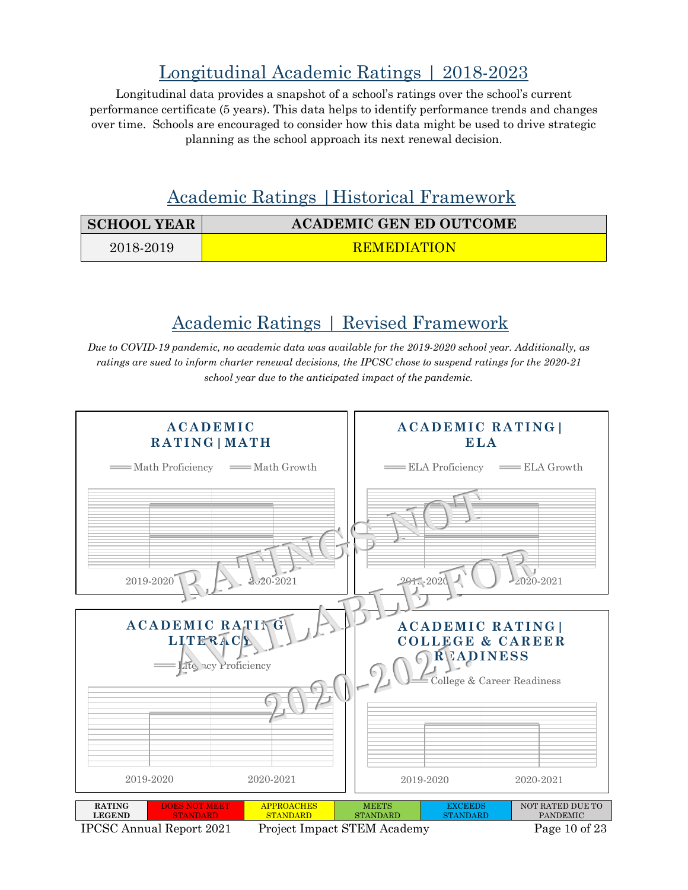## Longitudinal Academic Ratings | 2018-2023

Longitudinal data provides a snapshot of a school's ratings over the school's current performance certificate (5 years). This data helps to identify performance trends and changes over time. Schools are encouraged to consider how this data might be used to drive strategic planning as the school approach its next renewal decision.

## Academic Ratings |Historical Framework

| SCHOOL YEAR | ACADEMIC GEN ED OUTCOME |
| --- | --- |
| 2018-2019 | REMEDIATION |

## Academic Ratings | Revised Framework

*Due to COVID-19 pandemic, no academic data was available for the 2019-2020 school year. Additionally, as ratings are sued to inform charter renewal decisions, the IPCSC chose to suspend ratings for the 2020-21 school year due to the anticipated impact of the pandemic.*

RATINGS NOT AVAILABLE FOR 2020-2021.

**ACADEMIC RATING | MATH**

Math Proficiency, Math Growth

2019-2020, 2020-2021

**ACADEMIC RATING | ELA**

ELA Proficiency, ELA Growth

2019-2020, 2020-2021

**ACADEMIC RATING | LITERACY**

Literacy Proficiency

2019-2020, 2020-2021

**ACADEMIC RATING | COLLEGE & CAREER READINESS**

College & Career Readiness

2019-2020, 2020-2021

| RATING LEGEND | DOES NOT MEET STANDARD | APPROACHES STANDARD | MEETS STANDARD | EXCEEDS STANDARD | NOT RATED DUE TO PANDEMIC |
| --- | --- | --- | --- | --- | --- |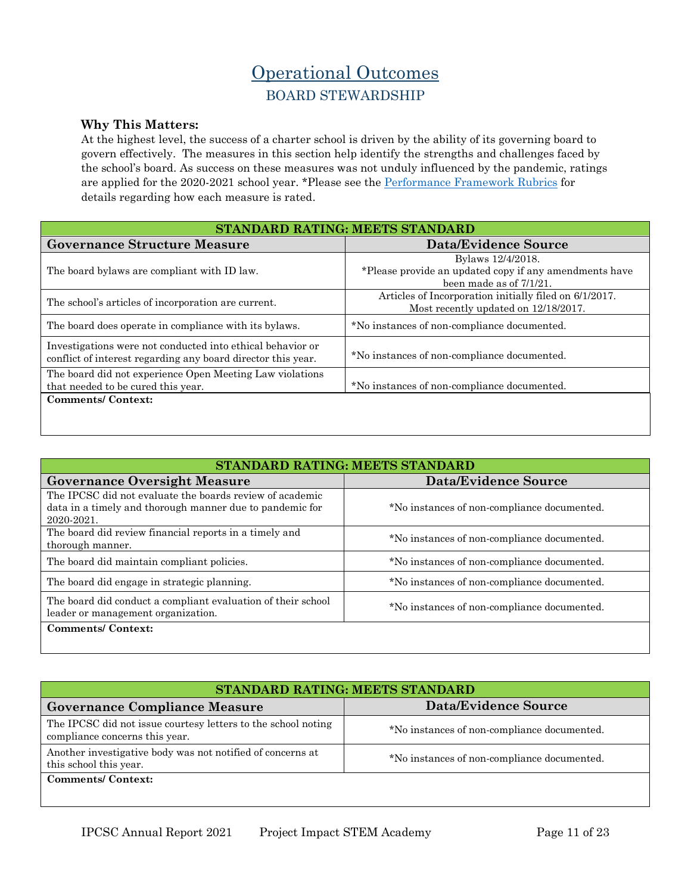# Operational Outcomes

## BOARD STEWARDSHIP

**Why This Matters:**
At the highest level, the success of a charter school is driven by the ability of its governing board to govern effectively. The measures in this section help identify the strengths and challenges faced by the school's board. As success on these measures was not unduly influenced by the pandemic, ratings are applied for the 2020-2021 school year. *Please see the Performance Framework Rubrics for details regarding how each measure is rated.

| STANDARD RATING: MEETS STANDARD | |
|---|---|
| **Governance Structure Measure** | **Data/Evidence Source** |
| The board bylaws are compliant with ID law. | Bylaws 12/4/2018. *Please provide an updated copy if any amendments have been made as of 7/1/21. |
| The school's articles of incorporation are current. | Articles of Incorporation initially filed on 6/1/2017. Most recently updated on 12/18/2017. |
| The board does operate in compliance with its bylaws. | *No instances of non-compliance documented. |
| Investigations were not conducted into ethical behavior or conflict of interest regarding any board director this year. | *No instances of non-compliance documented. |
| The board did not experience Open Meeting Law violations that needed to be cured this year. | *No instances of non-compliance documented. |
| **Comments/ Context:** | |

| STANDARD RATING: MEETS STANDARD | |
|---|---|
| **Governance Oversight Measure** | **Data/Evidence Source** |
| The IPCSC did not evaluate the boards review of academic data in a timely and thorough manner due to pandemic for 2020-2021. | *No instances of non-compliance documented. |
| The board did review financial reports in a timely and thorough manner. | *No instances of non-compliance documented. |
| The board did maintain compliant policies. | *No instances of non-compliance documented. |
| The board did engage in strategic planning. | *No instances of non-compliance documented. |
| The board did conduct a compliant evaluation of their school leader or management organization. | *No instances of non-compliance documented. |
| **Comments/ Context:** | |

| STANDARD RATING: MEETS STANDARD | |
|---|---|
| **Governance Compliance Measure** | **Data/Evidence Source** |
| The IPCSC did not issue courtesy letters to the school noting compliance concerns this year. | *No instances of non-compliance documented. |
| Another investigative body was not notified of concerns at this school this year. | *No instances of non-compliance documented. |
| **Comments/ Context:** | |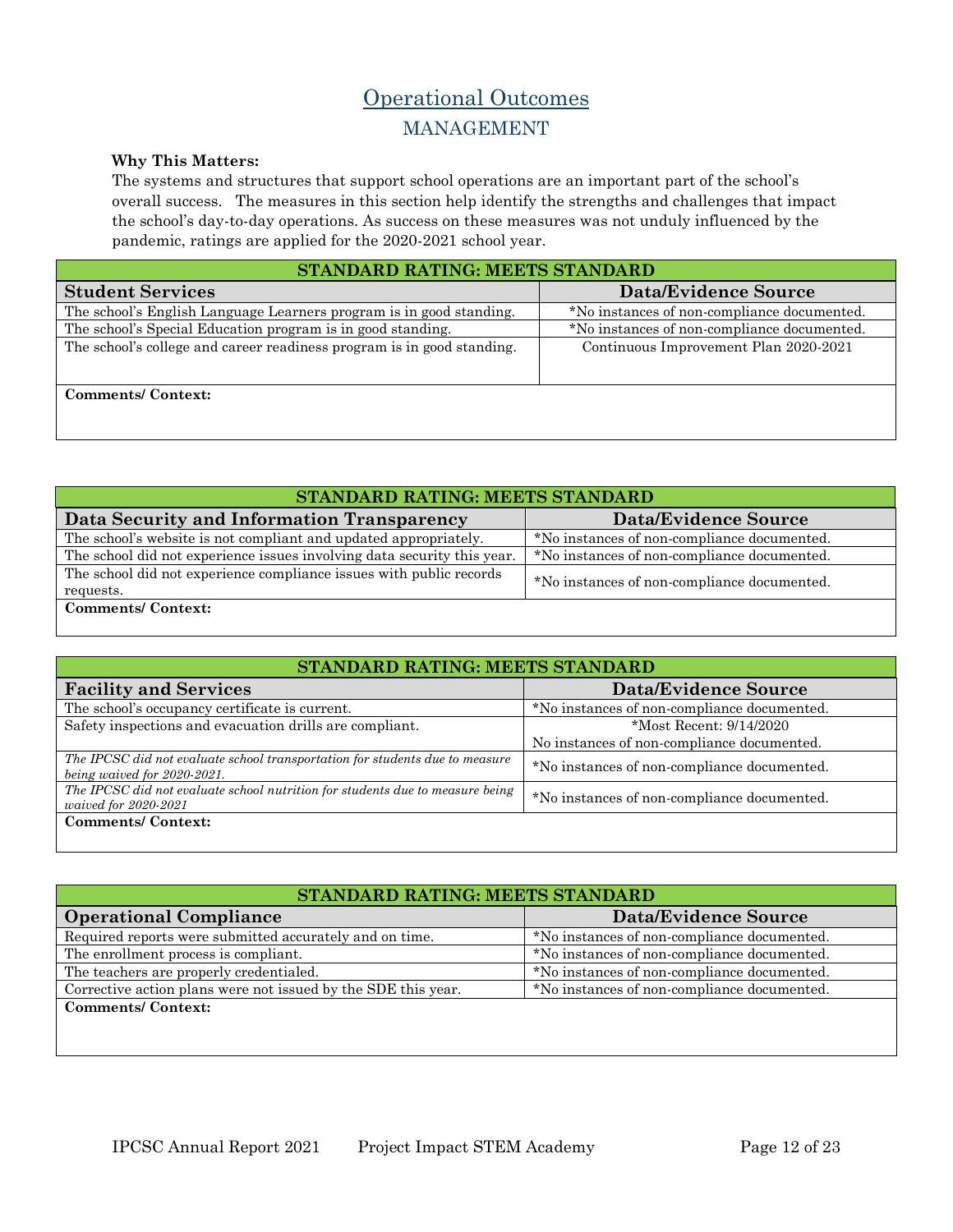# Operational Outcomes

## MANAGEMENT

**Why This Matters:**

The systems and structures that support school operations are an important part of the school's overall success. The measures in this section help identify the strengths and challenges that impact the school's day-to-day operations. As success on these measures was not unduly influenced by the pandemic, ratings are applied for the 2020-2021 school year.

| STANDARD RATING: MEETS STANDARD | |
|---|---|
| **Student Services** | **Data/Evidence Source** |
| The school's English Language Learners program is in good standing. | *No instances of non-compliance documented. |
| The school's Special Education program is in good standing. | *No instances of non-compliance documented. |
| The school's college and career readiness program is in good standing. | Continuous Improvement Plan 2020-2021 |
| **Comments/ Context:** | |

| STANDARD RATING: MEETS STANDARD | |
|---|---|
| **Data Security and Information Transparency** | **Data/Evidence Source** |
| The school's website is not compliant and updated appropriately. | *No instances of non-compliance documented. |
| The school did not experience issues involving data security this year. | *No instances of non-compliance documented. |
| The school did not experience compliance issues with public records requests. | *No instances of non-compliance documented. |
| **Comments/ Context:** | |

| STANDARD RATING: MEETS STANDARD | |
|---|---|
| **Facility and Services** | **Data/Evidence Source** |
| The school's occupancy certificate is current. | *No instances of non-compliance documented. |
| Safety inspections and evacuation drills are compliant. | *Most Recent: 9/14/2020<br>No instances of non-compliance documented. |
| *The IPCSC did not evaluate school transportation for students due to measure being waived for 2020-2021.* | *No instances of non-compliance documented. |
| *The IPCSC did not evaluate school nutrition for students due to measure being waived for 2020-2021* | *No instances of non-compliance documented. |
| **Comments/ Context:** | |

| STANDARD RATING: MEETS STANDARD | |
|---|---|
| **Operational Compliance** | **Data/Evidence Source** |
| Required reports were submitted accurately and on time. | *No instances of non-compliance documented. |
| The enrollment process is compliant. | *No instances of non-compliance documented. |
| The teachers are properly credentialed. | *No instances of non-compliance documented. |
| Corrective action plans were not issued by the SDE this year. | *No instances of non-compliance documented. |
| **Comments/ Context:** | |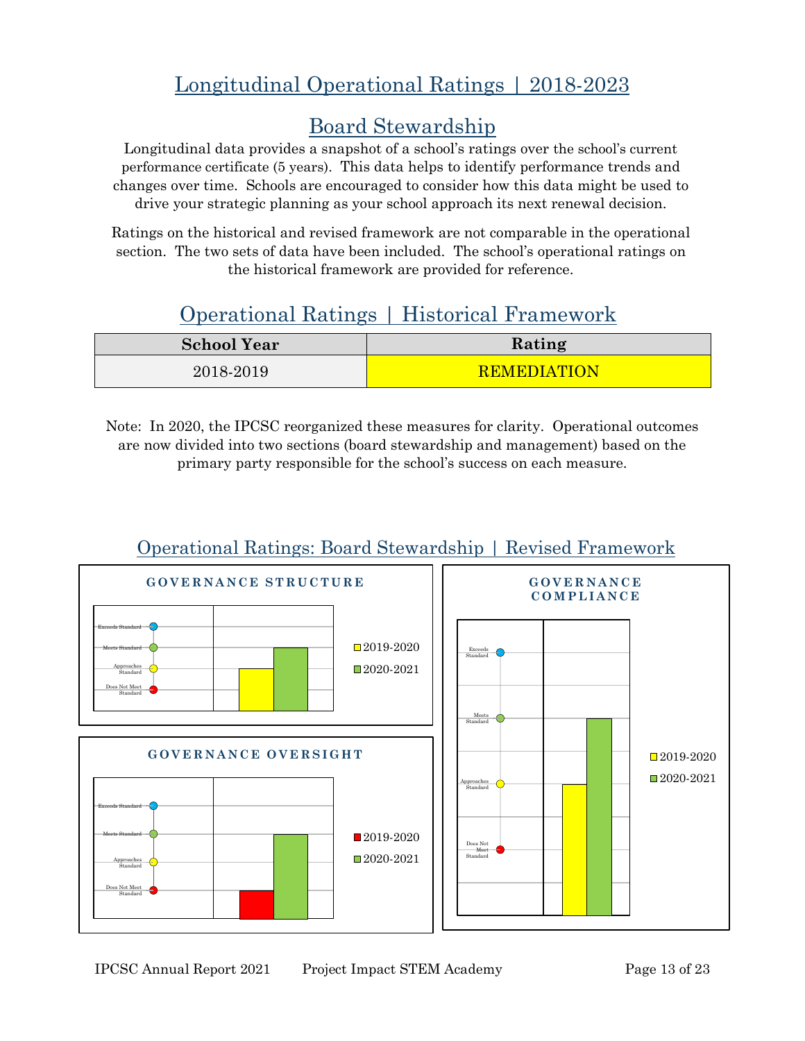# Longitudinal Operational Ratings | 2018-2023

## Board Stewardship

Longitudinal data provides a snapshot of a school's ratings over the school's current performance certificate (5 years). This data helps to identify performance trends and changes over time. Schools are encouraged to consider how this data might be used to drive your strategic planning as your school approach its next renewal decision.

Ratings on the historical and revised framework are not comparable in the operational section. The two sets of data have been included. The school's operational ratings on the historical framework are provided for reference.

## Operational Ratings | Historical Framework

| School Year | Rating |
|---|---|
| 2018-2019 | REMEDIATION |

Note: In 2020, the IPCSC reorganized these measures for clarity. Operational outcomes are now divided into two sections (board stewardship and management) based on the primary party responsible for the school's success on each measure.

## Operational Ratings: Board Stewardship | Revised Framework

**GOVERNANCE STRUCTURE**

Exceeds Standard
Meets Standard
Approaches Standard
Does Not Meet Standard

2019-2020
2020-2021

**GOVERNANCE OVERSIGHT**

Exceeds Standard
Meets Standard
Approaches Standard
Does Not Meet Standard

2019-2020
2020-2021

**GOVERNANCE COMPLIANCE**

Exceeds Standard
Meets Standard
Approaches Standard
Does Not Meet Standard

2019-2020
2020-2021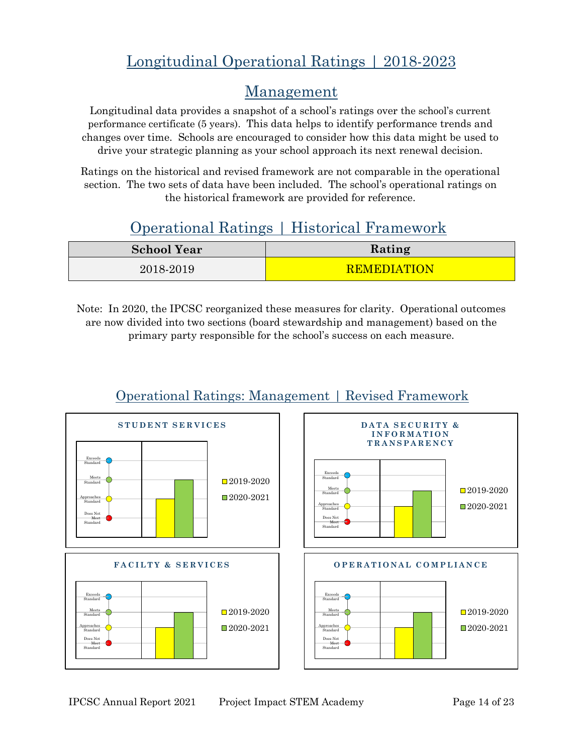# Longitudinal Operational Ratings | 2018-2023

## Management

Longitudinal data provides a snapshot of a school's ratings over the school's current performance certificate (5 years). This data helps to identify performance trends and changes over time. Schools are encouraged to consider how this data might be used to drive your strategic planning as your school approach its next renewal decision.

Ratings on the historical and revised framework are not comparable in the operational section. The two sets of data have been included. The school's operational ratings on the historical framework are provided for reference.

## Operational Ratings | Historical Framework

| School Year | Rating |
|---|---|
| 2018-2019 | REMEDIATION |

Note: In 2020, the IPCSC reorganized these measures for clarity. Operational outcomes are now divided into two sections (board stewardship and management) based on the primary party responsible for the school's success on each measure.

## Operational Ratings: Management | Revised Framework

### STUDENT SERVICES

| School Year | Rating |
|---|---|
| 2019-2020 | Approaches Standard |
| 2020-2021 | Meets Standard |

### DATA SECURITY & INFORMATION TRANSPARENCY

| School Year | Rating |
|---|---|
| 2019-2020 | Approaches Standard |
| 2020-2021 | Meets Standard |

### FACILTY & SERVICES

| School Year | Rating |
|---|---|
| 2019-2020 | Approaches Standard |
| 2020-2021 | Meets Standard |

### OPERATIONAL COMPLIANCE

| School Year | Rating |
|---|---|
| 2019-2020 | Approaches Standard |
| 2020-2021 | Meets Standard |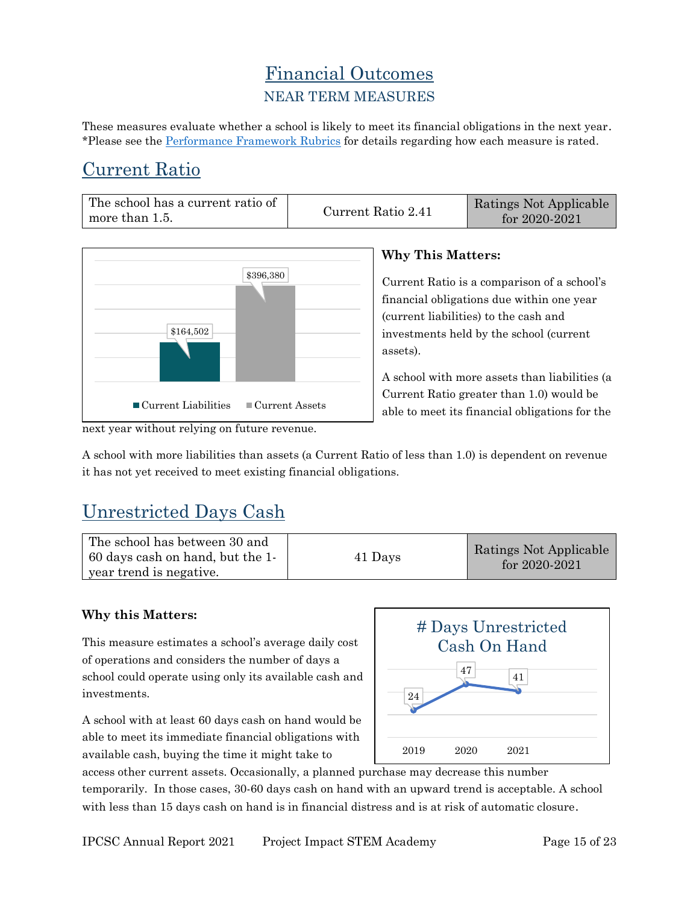# Financial Outcomes

## NEAR TERM MEASURES

These measures evaluate whether a school is likely to meet its financial obligations in the next year. *Please see the [Performance Framework Rubrics] for details regarding how each measure is rated.

## Current Ratio

| The school has a current ratio of more than 1.5. | Current Ratio 2.41 | Ratings Not Applicable for 2020-2021 |
|---|---|---|

**Why This Matters:**

Current Ratio is a comparison of a school's financial obligations due within one year (current liabilities) to the cash and investments held by the school (current assets).

A school with more assets than liabilities (a Current Ratio greater than 1.0) would be able to meet its financial obligations for the next year without relying on future revenue.

A school with more liabilities than assets (a Current Ratio of less than 1.0) is dependent on revenue it has not yet received to meet existing financial obligations.

## Unrestricted Days Cash

| The school has between 30 and 60 days cash on hand, but the 1-year trend is negative. | 41 Days | Ratings Not Applicable for 2020-2021 |
|---|---|---|

**Why this Matters:**

This measure estimates a school's average daily cost of operations and considers the number of days a school could operate using only its available cash and investments.

A school with at least 60 days cash on hand would be able to meet its immediate financial obligations with available cash, buying the time it might take to access other current assets. Occasionally, a planned purchase may decrease this number temporarily. In those cases, 30-60 days cash on hand with an upward trend is acceptable. A school with less than 15 days cash on hand is in financial distress and is at risk of automatic closure.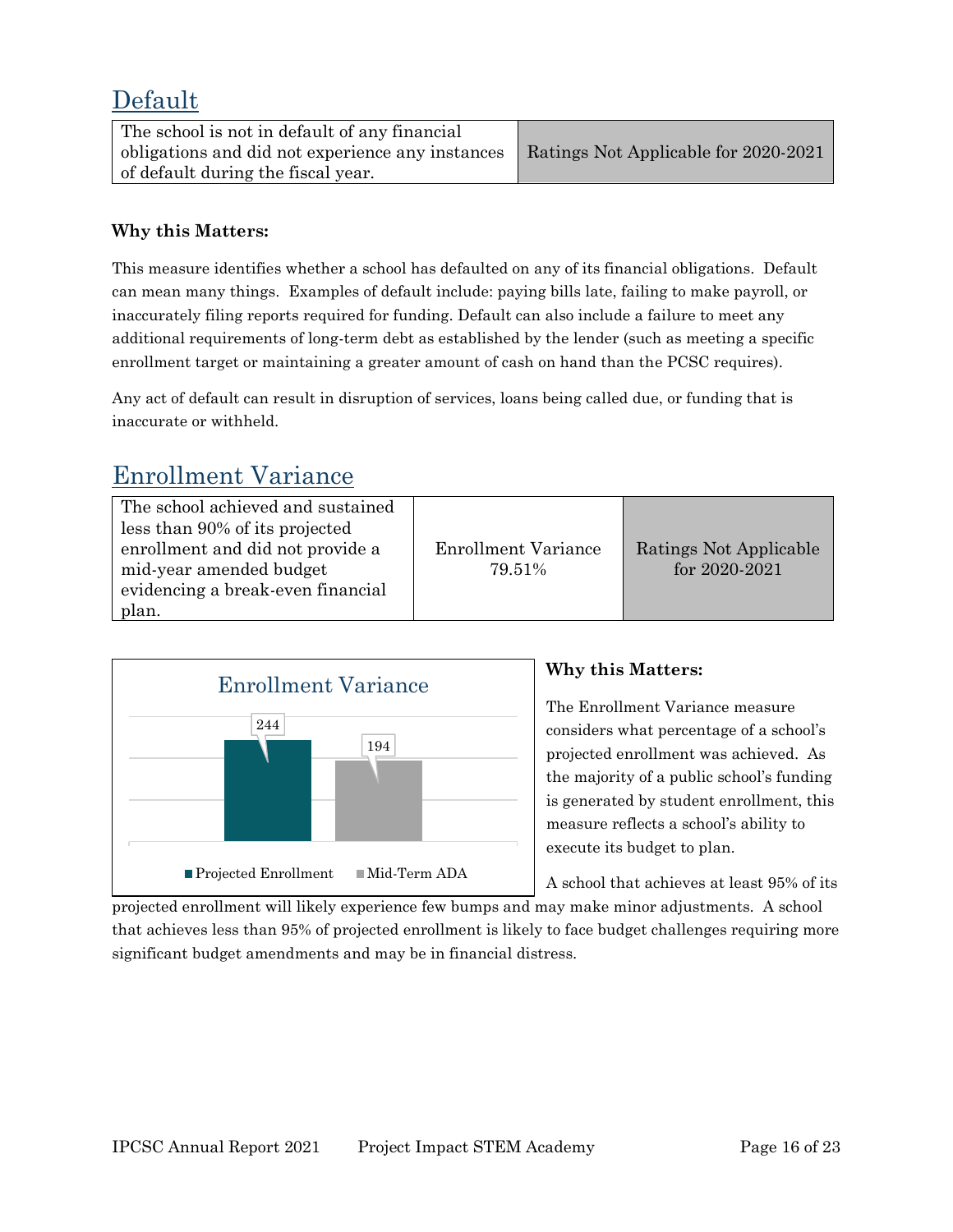## Default

| | |
|---|---|
| The school is not in default of any financial obligations and did not experience any instances of default during the fiscal year. | Ratings Not Applicable for 2020-2021 |

**Why this Matters:**

This measure identifies whether a school has defaulted on any of its financial obligations. Default can mean many things. Examples of default include: paying bills late, failing to make payroll, or inaccurately filing reports required for funding. Default can also include a failure to meet any additional requirements of long-term debt as established by the lender (such as meeting a specific enrollment target or maintaining a greater amount of cash on hand than the PCSC requires).

Any act of default can result in disruption of services, loans being called due, or funding that is inaccurate or withheld.

## Enrollment Variance

| | | |
|---|---|---|
| The school achieved and sustained less than 90% of its projected enrollment and did not provide a mid-year amended budget evidencing a break-even financial plan. | Enrollment Variance 79.51% | Ratings Not Applicable for 2020-2021 |

Enrollment Variance

| | Value |
|---|---|
| Projected Enrollment | 244 |
| Mid-Term ADA | 194 |

**Why this Matters:**

The Enrollment Variance measure considers what percentage of a school's projected enrollment was achieved. As the majority of a public school's funding is generated by student enrollment, this measure reflects a school's ability to execute its budget to plan.

A school that achieves at least 95% of its projected enrollment will likely experience few bumps and may make minor adjustments. A school that achieves less than 95% of projected enrollment is likely to face budget challenges requiring more significant budget amendments and may be in financial distress.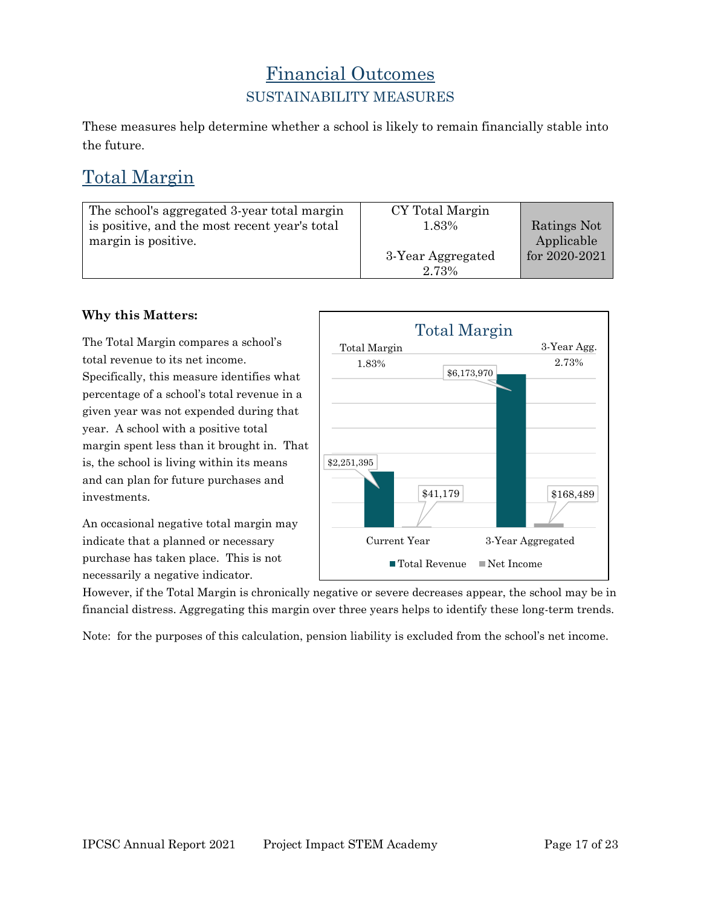# Financial Outcomes

## SUSTAINABILITY MEASURES

These measures help determine whether a school is likely to remain financially stable into the future.

## Total Margin

| The school's aggregated 3-year total margin is positive, and the most recent year's total margin is positive. | CY Total Margin 1.83%<br><br>3-Year Aggregated 2.73% | Ratings Not Applicable for 2020-2021 |
|---|---|---|

**Why this Matters:**

The Total Margin compares a school's total revenue to its net income. Specifically, this measure identifies what percentage of a school's total revenue in a given year was not expended during that year. A school with a positive total margin spent less than it brought in. That is, the school is living within its means and can plan for future purchases and investments.

Total Margin

| | Total Revenue | Net Income | Total Margin |
|---|---|---|---|
| Current Year | $2,251,395 | $41,179 | 1.83% |
| 3-Year Aggregated | $6,173,970 | $168,489 | 2.73% |

An occasional negative total margin may indicate that a planned or necessary purchase has taken place. This is not necessarily a negative indicator. However, if the Total Margin is chronically negative or severe decreases appear, the school may be in financial distress. Aggregating this margin over three years helps to identify these long-term trends.

Note: for the purposes of this calculation, pension liability is excluded from the school's net income.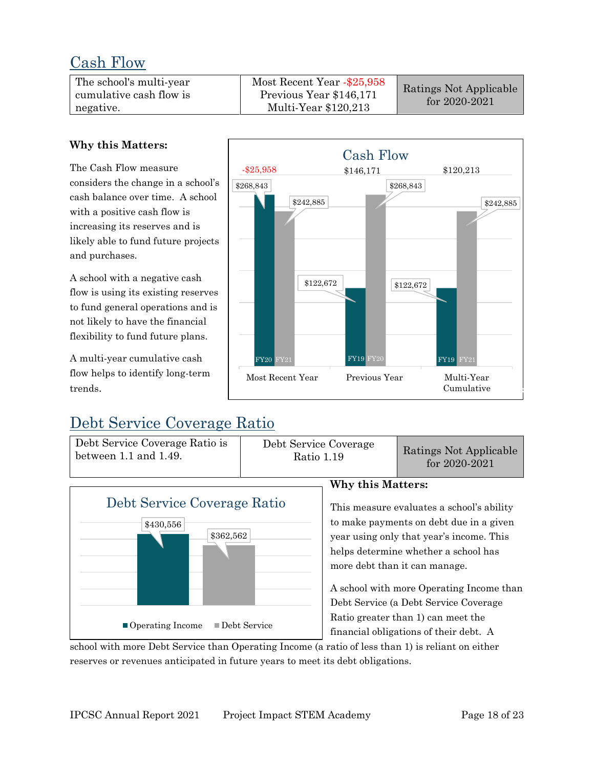## Cash Flow

| The school's multi-year cumulative cash flow is negative. | Most Recent Year -$25,958<br>Previous Year $146,171<br>Multi-Year $120,213 | Ratings Not Applicable for 2020-2021 |
|---|---|---|

**Why this Matters:**

The Cash Flow measure considers the change in a school's cash balance over time. A school with a positive cash flow is increasing its reserves and is likely able to fund future projects and purchases.

A school with a negative cash flow is using its existing reserves to fund general operations and is not likely to have the financial flexibility to fund future plans.

A multi-year cumulative cash flow helps to identify long-term trends.

**Cash Flow**

| | Most Recent Year | Previous Year | Multi-Year Cumulative |
|---|---|---|---|
| Cash Flow | -$25,958 | $146,171 | $120,213 |
| Starting | FY20 $268,843 | FY19 $122,672 | FY19 $122,672 |
| Ending | FY21 $242,885 | FY20 $268,843 | FY21 $242,885 |

## Debt Service Coverage Ratio

| Debt Service Coverage Ratio is between 1.1 and 1.49. | Debt Service Coverage Ratio 1.19 | Ratings Not Applicable for 2020-2021 |
|---|---|---|

**Debt Service Coverage Ratio**

| Operating Income | Debt Service |
|---|---|
| $430,556 | $362,562 |

**Why this Matters:**

This measure evaluates a school's ability to make payments on debt due in a given year using only that year's income. This helps determine whether a school has more debt than it can manage.

A school with more Operating Income than Debt Service (a Debt Service Coverage Ratio greater than 1) can meet the financial obligations of their debt. A school with more Debt Service than Operating Income (a ratio of less than 1) is reliant on either reserves or revenues anticipated in future years to meet its debt obligations.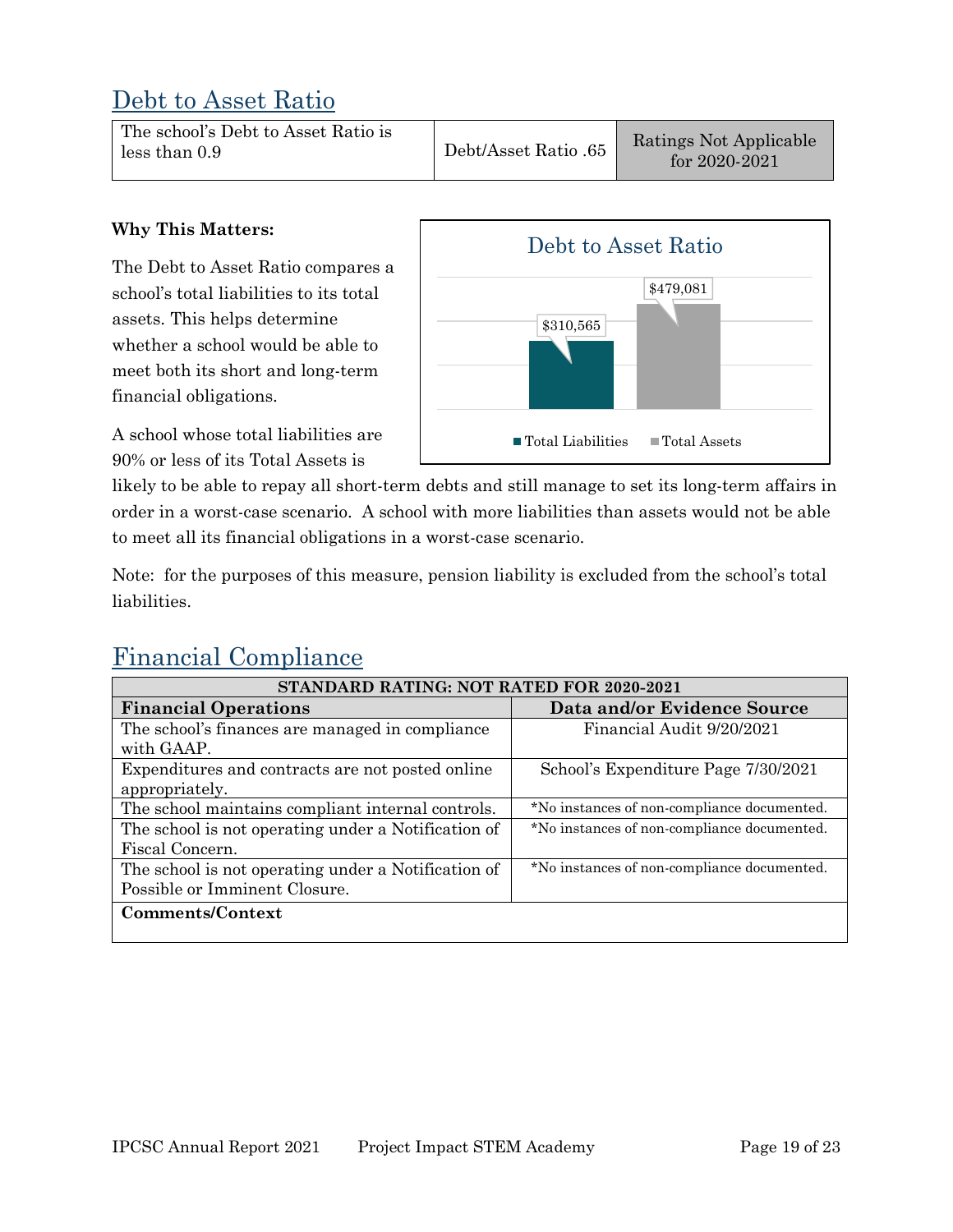## Debt to Asset Ratio

| The school's Debt to Asset Ratio is less than 0.9 | Debt/Asset Ratio .65 | Ratings Not Applicable for 2020-2021 |
|---|---|---|

**Why This Matters:**

The Debt to Asset Ratio compares a school's total liabilities to its total assets. This helps determine whether a school would be able to meet both its short and long-term financial obligations.

**Debt to Asset Ratio**

| | Value |
|---|---|
| Total Liabilities | $310,565 |
| Total Assets | $479,081 |

A school whose total liabilities are 90% or less of its Total Assets is likely to be able to repay all short-term debts and still manage to set its long-term affairs in order in a worst-case scenario. A school with more liabilities than assets would not be able to meet all its financial obligations in a worst-case scenario.

Note: for the purposes of this measure, pension liability is excluded from the school's total liabilities.

## Financial Compliance

| STANDARD RATING: NOT RATED FOR 2020-2021 | |
|---|---|
| **Financial Operations** | **Data and/or Evidence Source** |
| The school's finances are managed in compliance with GAAP. | Financial Audit 9/20/2021 |
| Expenditures and contracts are not posted online appropriately. | School's Expenditure Page 7/30/2021 |
| The school maintains compliant internal controls. | *No instances of non-compliance documented. |
| The school is not operating under a Notification of Fiscal Concern. | *No instances of non-compliance documented. |
| The school is not operating under a Notification of Possible or Imminent Closure. | *No instances of non-compliance documented. |
| **Comments/Context** | |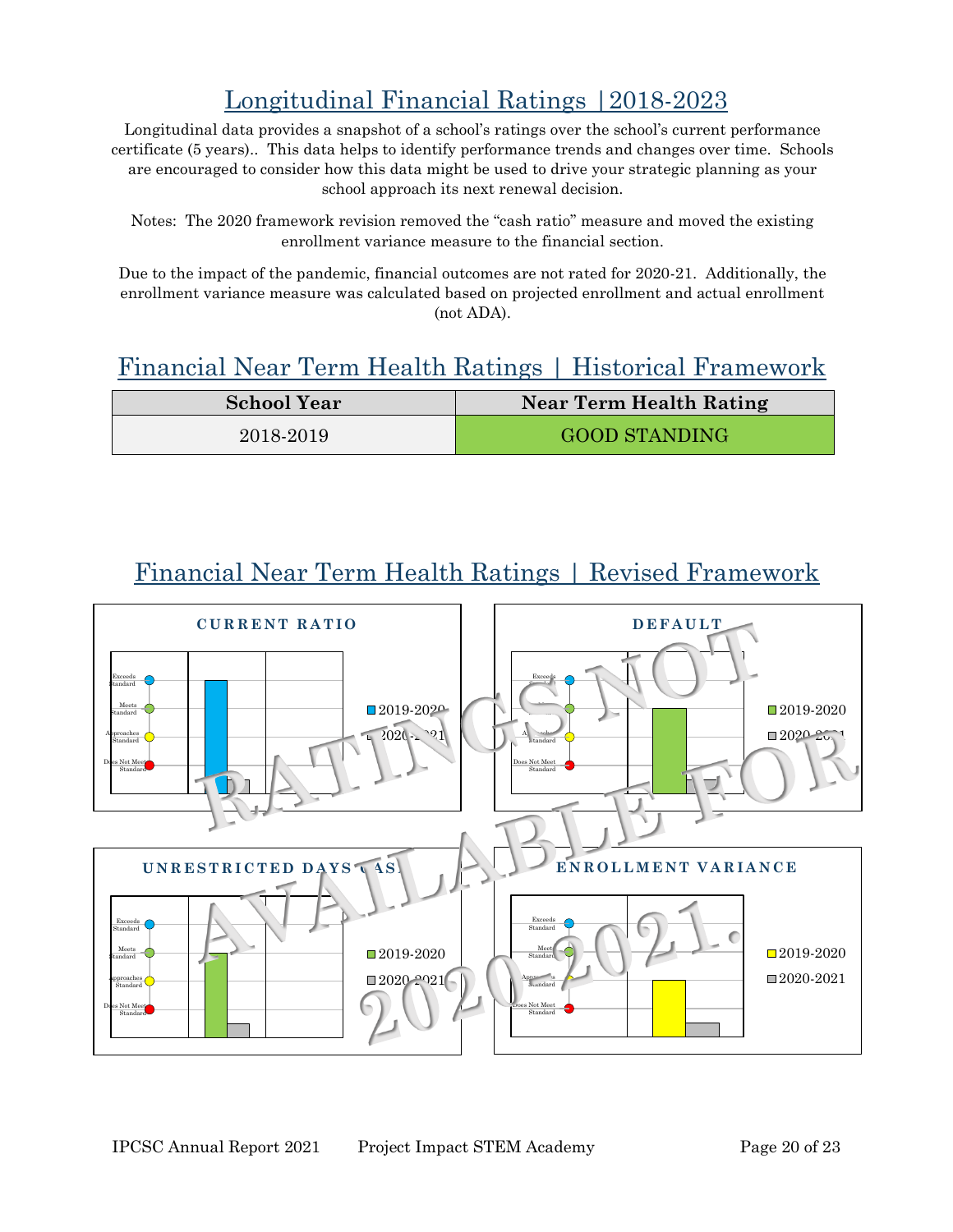## Longitudinal Financial Ratings |2018-2023

Longitudinal data provides a snapshot of a school's ratings over the school's current performance certificate (5 years).. This data helps to identify performance trends and changes over time. Schools are encouraged to consider how this data might be used to drive your strategic planning as your school approach its next renewal decision.

Notes: The 2020 framework revision removed the "cash ratio" measure and moved the existing enrollment variance measure to the financial section.

Due to the impact of the pandemic, financial outcomes are not rated for 2020-21. Additionally, the enrollment variance measure was calculated based on projected enrollment and actual enrollment (not ADA).

## Financial Near Term Health Ratings | Historical Framework

| School Year | Near Term Health Rating |
|---|---|
| 2018-2019 | GOOD STANDING |

## Financial Near Term Health Ratings | Revised Framework

RATINGS NOT AVAILABLE FOR 2020-2021.

**CURRENT RATIO**

Exceeds Standard / Meets Standard / Approaches Standard / Does Not Meet Standard

2019-2020 | 2020-2021

**DEFAULT**

Exceeds Standard / Meets Standard / Approaches Standard / Does Not Meet Standard

2019-2020 | 2020-2021

**UNRESTRICTED DAYS CASH**

Exceeds Standard / Meets Standard / Approaches Standard / Does Not Meet Standard

2019-2020 | 2020-2021

**ENROLLMENT VARIANCE**

Exceeds Standard / Meets Standard / Approaches Standard / Does Not Meet Standard

2019-2020 | 2020-2021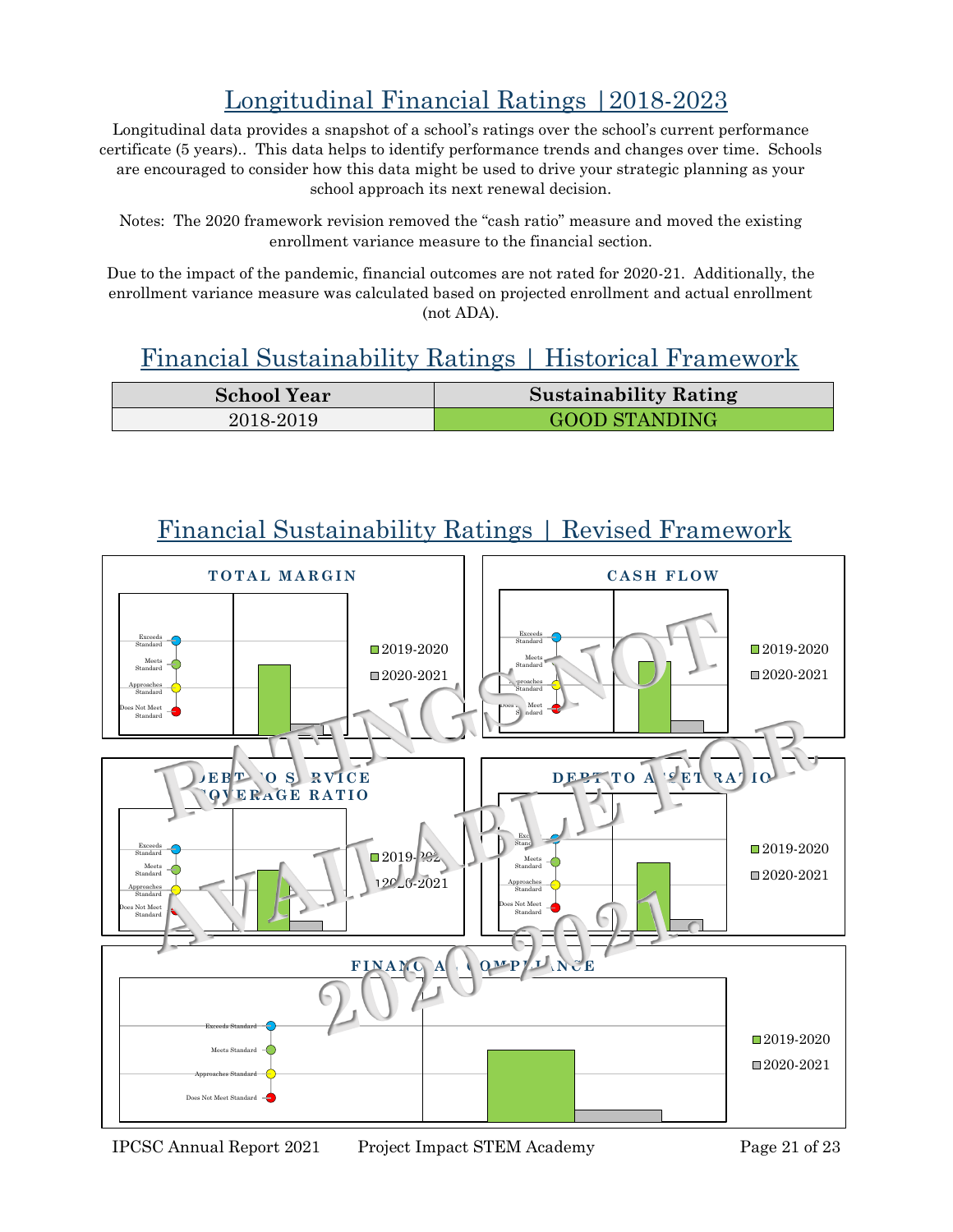## Longitudinal Financial Ratings |2018-2023

Longitudinal data provides a snapshot of a school's ratings over the school's current performance certificate (5 years).. This data helps to identify performance trends and changes over time. Schools are encouraged to consider how this data might be used to drive your strategic planning as your school approach its next renewal decision.

Notes: The 2020 framework revision removed the "cash ratio" measure and moved the existing enrollment variance measure to the financial section.

Due to the impact of the pandemic, financial outcomes are not rated for 2020-21. Additionally, the enrollment variance measure was calculated based on projected enrollment and actual enrollment (not ADA).

## Financial Sustainability Ratings | Historical Framework

| School Year | Sustainability Rating |
|---|---|
| 2018-2019 | GOOD STANDING |

## Financial Sustainability Ratings | Revised Framework

RATINGS NOT AVAILABLE FOR 2020-2021.

**TOTAL MARGIN**

Exceeds Standard, Meets Standard, Approaches Standard, Does Not Meet Standard

■ 2019-2020 ■ 2020-2021

**CASH FLOW**

Exceeds Standard, Meets Standard, Approaches Standard, Does Not Meet Standard

■ 2019-2020 ■ 2020-2021

**DEBT TO SERVICE COVERAGE RATIO**

Exceeds Standard, Meets Standard, Approaches Standard, Does Not Meet Standard

■ 2019-2020 ■ 2020-2021

**DEBT TO ASSET RATIO**

Exceeds Standard, Meets Standard, Approaches Standard, Does Not Meet Standard

■ 2019-2020 ■ 2020-2021

**FINANCIAL COMPLIANCE**

Exceeds Standard, Meets Standard, Approaches Standard, Does Not Meet Standard

■ 2019-2020 ■ 2020-2021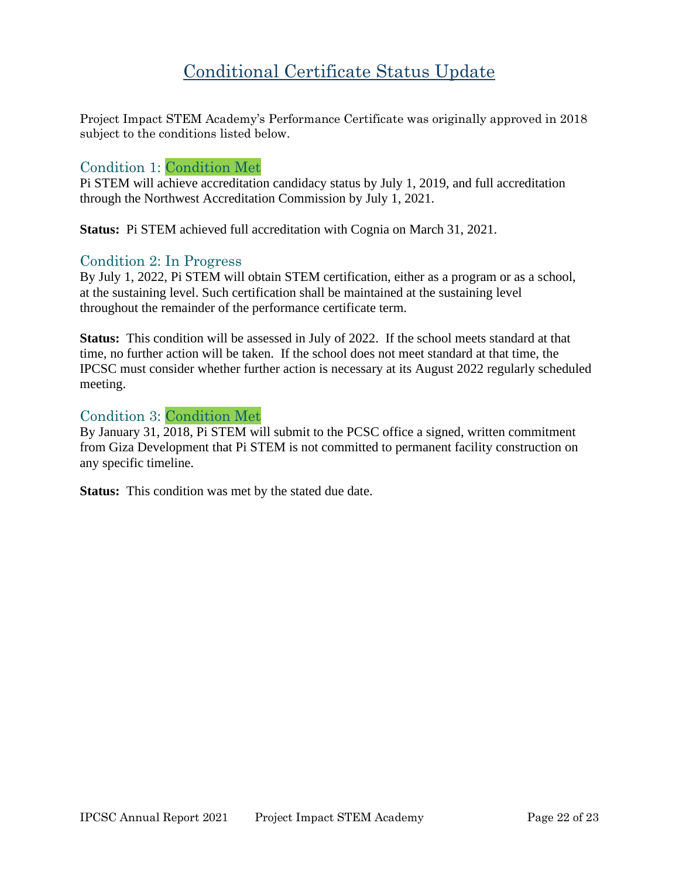# Conditional Certificate Status Update

Project Impact STEM Academy's Performance Certificate was originally approved in 2018 subject to the conditions listed below.

## Condition 1: Condition Met

Pi STEM will achieve accreditation candidacy status by July 1, 2019, and full accreditation through the Northwest Accreditation Commission by July 1, 2021.

**Status:** Pi STEM achieved full accreditation with Cognia on March 31, 2021.

## Condition 2: In Progress

By July 1, 2022, Pi STEM will obtain STEM certification, either as a program or as a school, at the sustaining level. Such certification shall be maintained at the sustaining level throughout the remainder of the performance certificate term.

**Status:** This condition will be assessed in July of 2022. If the school meets standard at that time, no further action will be taken. If the school does not meet standard at that time, the IPCSC must consider whether further action is necessary at its August 2022 regularly scheduled meeting.

## Condition 3: Condition Met

By January 31, 2018, Pi STEM will submit to the PCSC office a signed, written commitment from Giza Development that Pi STEM is not committed to permanent facility construction on any specific timeline.

**Status:** This condition was met by the stated due date.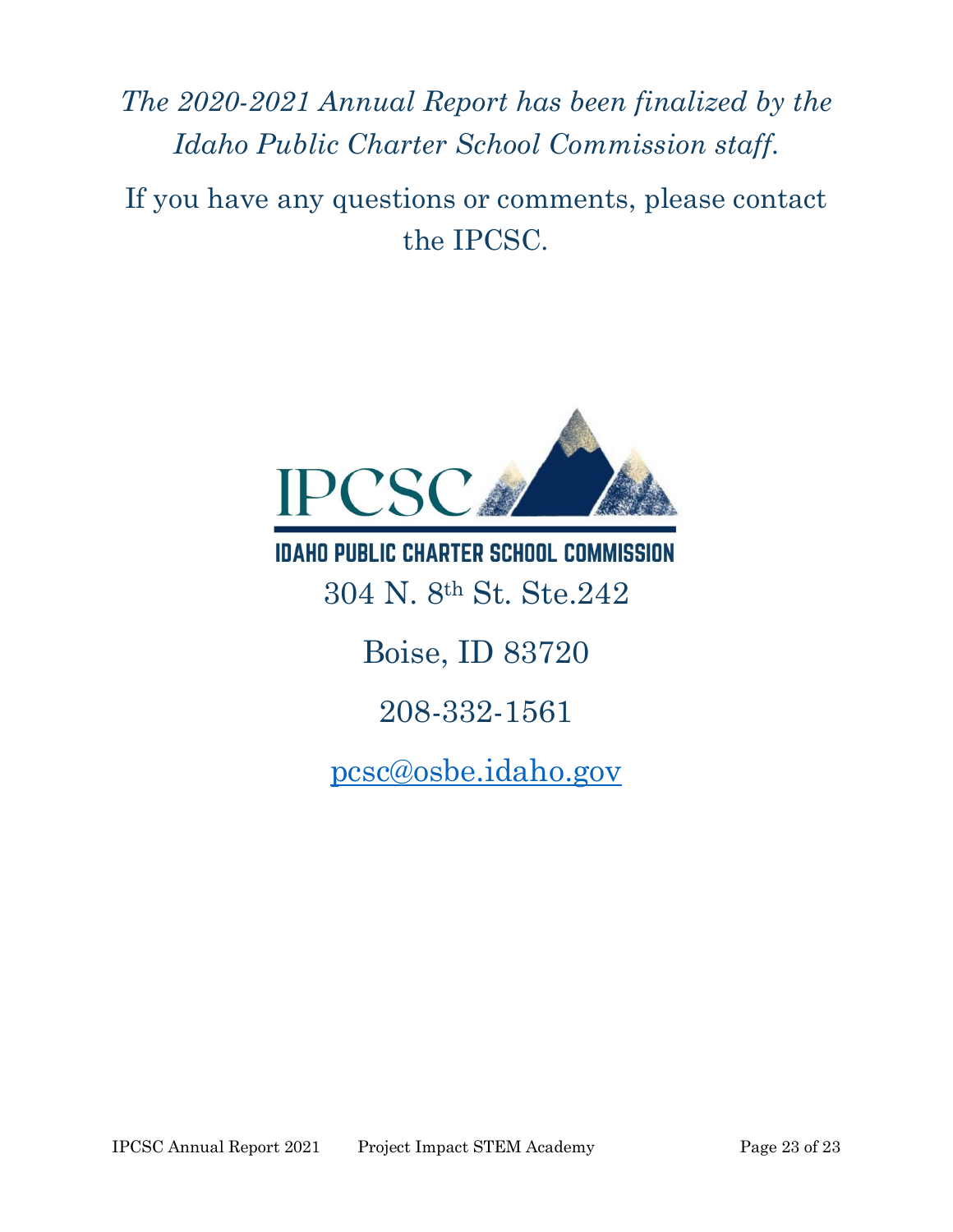*The 2020-2021 Annual Report has been finalized by the Idaho Public Charter School Commission staff.*

If you have any questions or comments, please contact the IPCSC.

IPCSC

IDAHO PUBLIC CHARTER SCHOOL COMMISSION

304 N. 8th St. Ste.242

Boise, ID 83720

208-332-1561

pcsc@osbe.idaho.gov